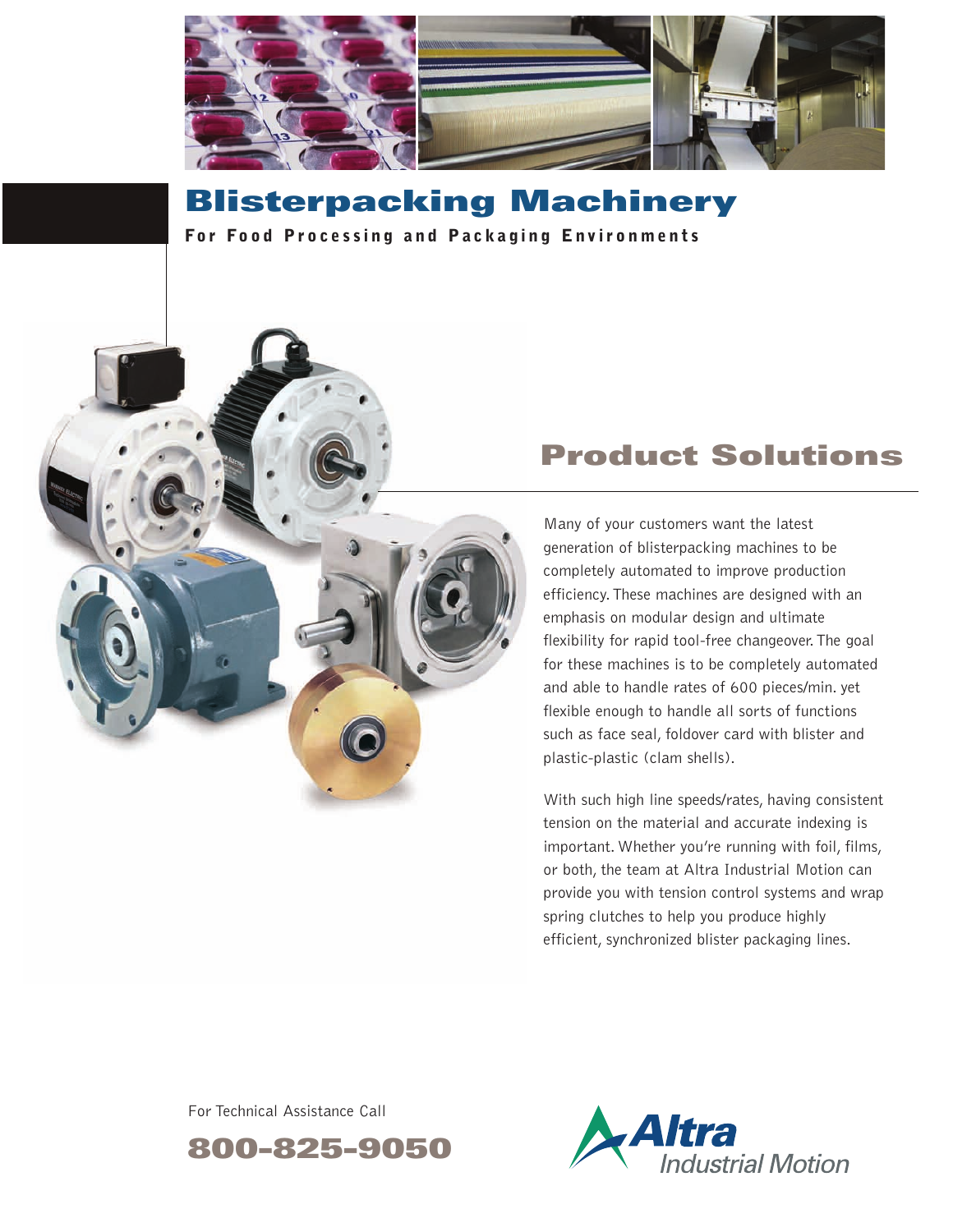# Blisterpacking Machinery

**For Food Processing and Packaging Environments**

## Product Solutions

Many of your customers want the latest generation of blisterpacking machines to be completely automated to improve production efficiency. These machines are designed with an emphasis on modular design and ultimate flexibility for rapid tool-free changeover. The goal for these machines is to be completely automated and able to handle rates of 600 pieces/min. yet flexible enough to handle all sorts of functions such as face seal, foldover card with blister and plastic-plastic (clam shells).

With such high line speeds/rates, having consistent tension on the material and accurate indexing is important. Whether you're running with foil, films, or both, the team at Altra Industrial Motion can provide you with tension control systems and wrap spring clutches to help you produce highly efficient, synchronized blister packaging lines.

For Technical Assistance Call

**800-825-9050**

Altra Industrial Motion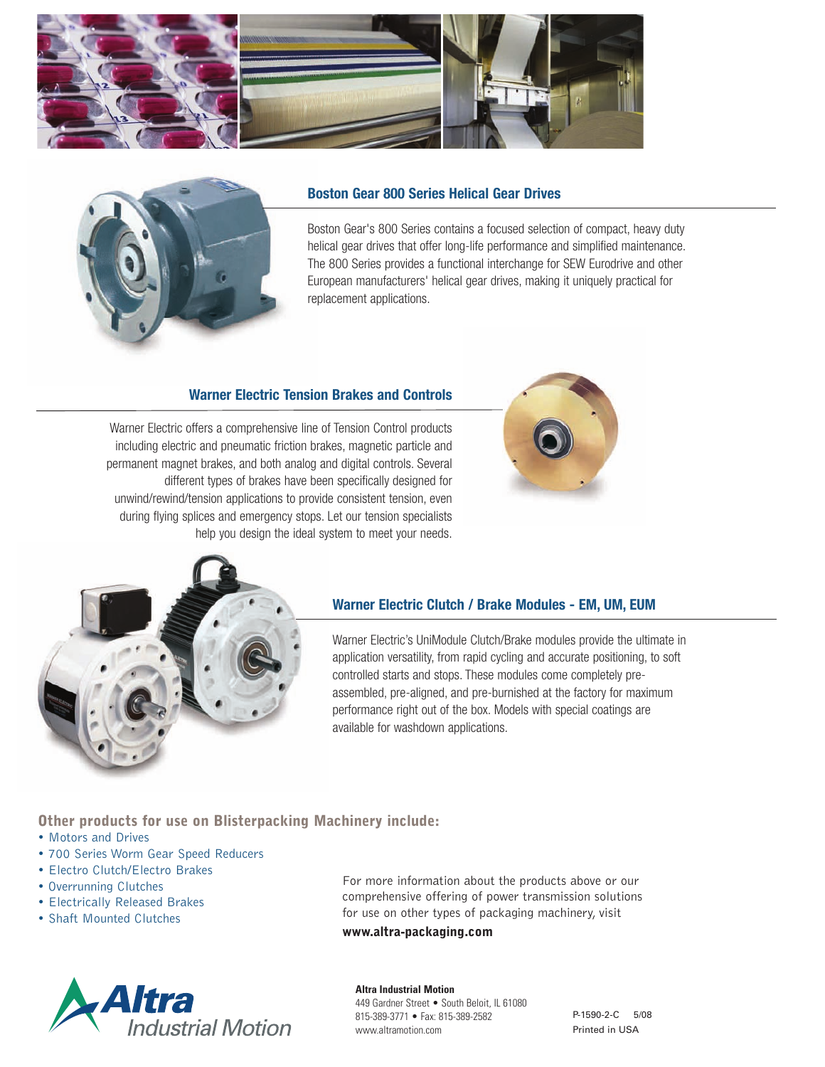## Boston Gear 800 Series Helical Gear Drives

Boston Gear's 800 Series contains a focused selection of compact, heavy duty helical gear drives that offer long-life performance and simplified maintenance. The 800 Series provides a functional interchange for SEW Eurodrive and other European manufacturers' helical gear drives, making it uniquely practical for replacement applications.

## Warner Electric Tension Brakes and Controls

Warner Electric offers a comprehensive line of Tension Control products including electric and pneumatic friction brakes, magnetic particle and permanent magnet brakes, and both analog and digital controls. Several different types of brakes have been specifically designed for unwind/rewind/tension applications to provide consistent tension, even during flying splices and emergency stops. Let our tension specialists help you design the ideal system to meet your needs.

## Warner Electric Clutch / Brake Modules - EM, UM, EUM

Warner Electric's UniModule Clutch/Brake modules provide the ultimate in application versatility, from rapid cycling and accurate positioning, to soft controlled starts and stops. These modules come completely pre-assembled, pre-aligned, and pre-burnished at the factory for maximum performance right out of the box. Models with special coatings are available for washdown applications.

### Other products for use on Blisterpacking Machinery include:

- Motors and Drives
- 700 Series Worm Gear Speed Reducers
- Electro Clutch/Electro Brakes
- Overrunning Clutches
- Electrically Released Brakes
- Shaft Mounted Clutches

For more information about the products above or our comprehensive offering of power transmission solutions for use on other types of packaging machinery, visit

**www.altra-packaging.com**

**Altra Industrial Motion**
449 Gardner Street • South Beloit, IL 61080
815-389-3771 • Fax: 815-389-2582
www.altramotion.com

P-1590-2-C 5/08
Printed in USA